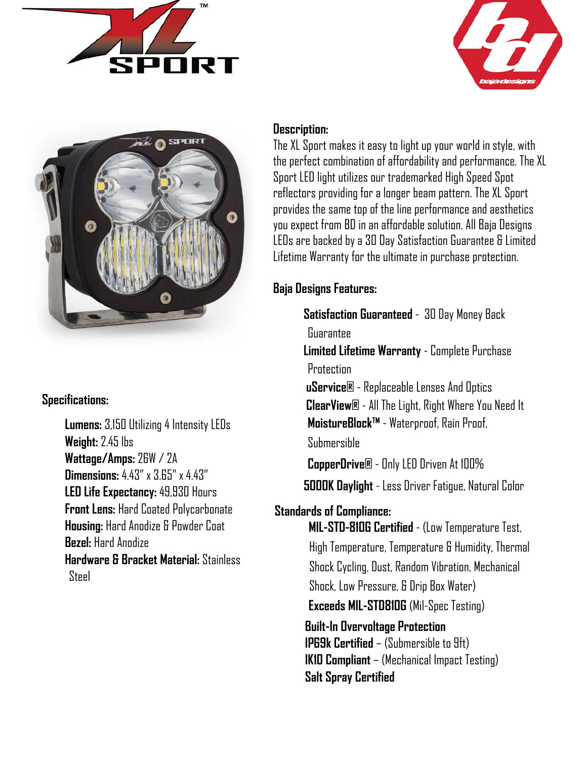**Description:**

The XL Sport makes it easy to light up your world in style, with the perfect combination of affordability and performance. The XL Sport LED light utilizes our trademarked High Speed Spot reflectors providing for a longer beam pattern. The XL Sport provides the same top of the line performance and aesthetics you expect from BD in an affordable solution. All Baja Designs LEDs are backed by a 30 Day Satisfaction Guarantee & Limited Lifetime Warranty for the ultimate in purchase protection.

**Baja Designs Features:**

- **Satisfaction Guaranteed** - 30 Day Money Back Guarantee
- **Limited Lifetime Warranty** - Complete Purchase Protection
- **uService®** - Replaceable Lenses And Optics
- **ClearView®** - All The Light, Right Where You Need It
- **MoistureBlock™** - Waterproof, Rain Proof, Submersible
- **CopperDrive®** - Only LED Driven At 100%
- **5000K Daylight** - Less Driver Fatigue, Natural Color

**Standards of Compliance:**

- **MIL-STD-810G Certified** - (Low Temperature Test, High Temperature, Temperature & Humidity, Thermal Shock Cycling, Dust, Random Vibration, Mechanical Shock, Low Pressure, & Drip Box Water)
- **Exceeds MIL-STD810G** (Mil-Spec Testing)
- **Built-In Overvoltage Protection**
- **IP69k Certified** – (Submersible to 9ft)
- **IK10 Compliant** – (Mechanical Impact Testing)
- **Salt Spray Certified**

**Specifications:**

- **Lumens:** 3,150 Utilizing 4 Intensity LEDs
- **Weight:** 2.45 lbs
- **Wattage/Amps:** 26W / 2A
- **Dimensions:** 4.43" x 3.65" x 4.43"
- **LED Life Expectancy:** 49,930 Hours
- **Front Lens:** Hard Coated Polycarbonate
- **Housing:** Hard Anodize & Powder Coat
- **Bezel:** Hard Anodize
- **Hardware & Bracket Material:** Stainless Steel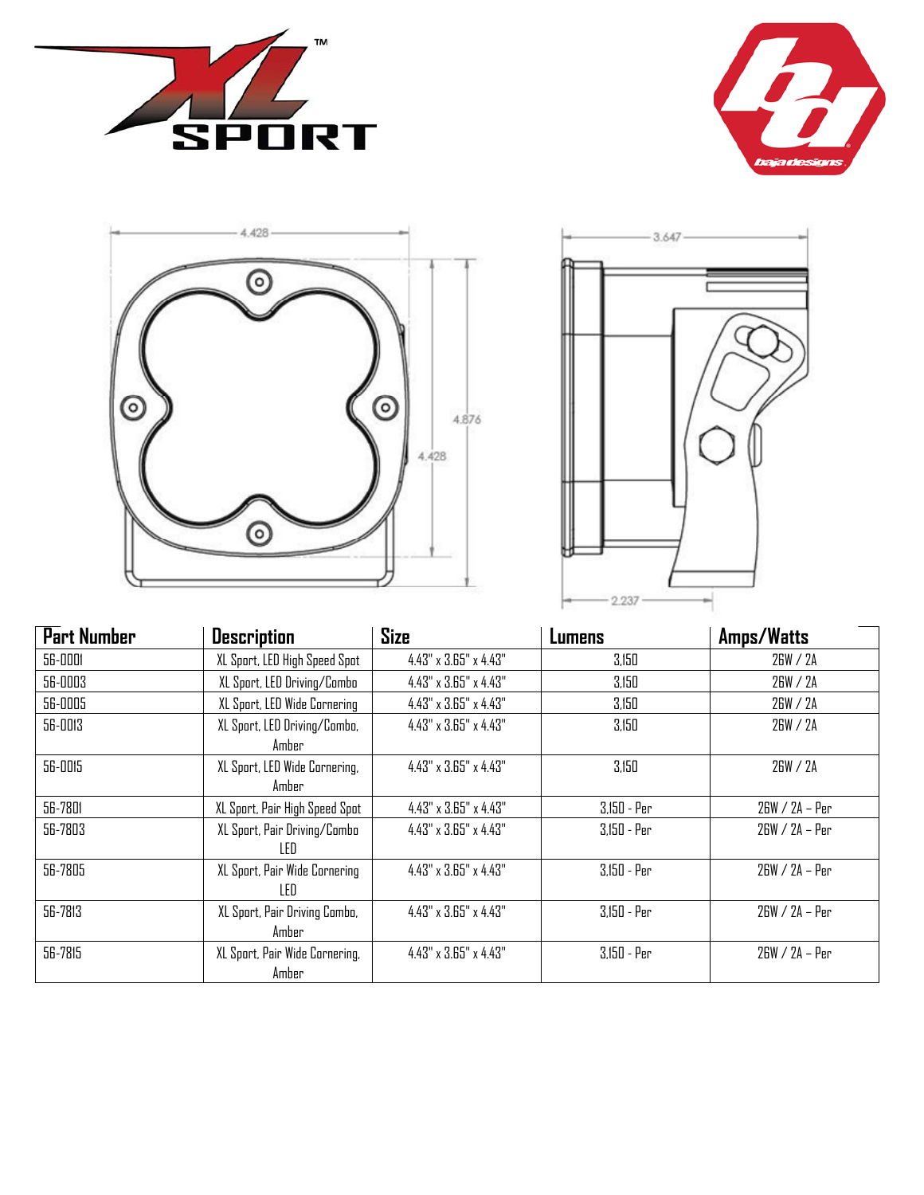| Part Number | Description | Size | Lumens | Amps/Watts |
| --- | --- | --- | --- | --- |
| 56-0001 | XL Sport, LED High Speed Spot | 4.43" x 3.65" x 4.43" | 3,150 | 26W / 2A |
| 56-0003 | XL Sport, LED Driving/Combo | 4.43" x 3.65" x 4.43" | 3,150 | 26W / 2A |
| 56-0005 | XL Sport, LED Wide Cornering | 4.43" x 3.65" x 4.43" | 3,150 | 26W / 2A |
| 56-0013 | XL Sport, LED Driving/Combo, Amber | 4.43" x 3.65" x 4.43" | 3,150 | 26W / 2A |
| 56-0015 | XL Sport, LED Wide Cornering, Amber | 4.43" x 3.65" x 4.43" | 3,150 | 26W / 2A |
| 56-7801 | XL Sport, Pair High Speed Spot | 4.43" x 3.65" x 4.43" | 3,150 - Per | 26W / 2A – Per |
| 56-7803 | XL Sport, Pair Driving/Combo LED | 4.43" x 3.65" x 4.43" | 3,150 - Per | 26W / 2A – Per |
| 56-7805 | XL Sport, Pair Wide Cornering LED | 4.43" x 3.65" x 4.43" | 3,150 - Per | 26W / 2A – Per |
| 56-7813 | XL Sport, Pair Driving Combo, Amber | 4.43" x 3.65" x 4.43" | 3,150 - Per | 26W / 2A – Per |
| 56-7815 | XL Sport, Pair Wide Cornering, Amber | 4.43" x 3.65" x 4.43" | 3,150 - Per | 26W / 2A – Per |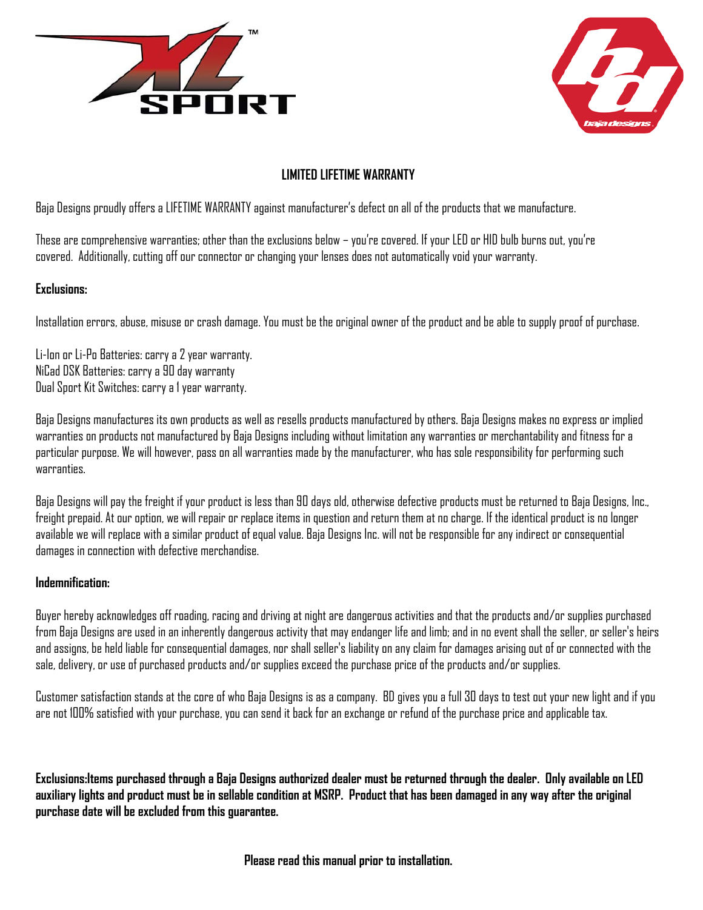## LIMITED LIFETIME WARRANTY

Baja Designs proudly offers a LIFETIME WARRANTY against manufacturer's defect on all of the products that we manufacture.

These are comprehensive warranties; other than the exclusions below – you're covered. If your LED or HID bulb burns out, you're covered. Additionally, cutting off our connector or changing your lenses does not automatically void your warranty.

**Exclusions:**

Installation errors, abuse, misuse or crash damage. You must be the original owner of the product and be able to supply proof of purchase.

Li-Ion or Li-Po Batteries: carry a 2 year warranty.
NiCad DSK Batteries: carry a 90 day warranty
Dual Sport Kit Switches: carry a 1 year warranty.

Baja Designs manufactures its own products as well as resells products manufactured by others. Baja Designs makes no express or implied warranties on products not manufactured by Baja Designs including without limitation any warranties or merchantability and fitness for a particular purpose. We will however, pass on all warranties made by the manufacturer, who has sole responsibility for performing such warranties.

Baja Designs will pay the freight if your product is less than 90 days old, otherwise defective products must be returned to Baja Designs, Inc., freight prepaid. At our option, we will repair or replace items in question and return them at no charge. If the identical product is no longer available we will replace with a similar product of equal value. Baja Designs Inc. will not be responsible for any indirect or consequential damages in connection with defective merchandise.

**Indemnification:**

Buyer hereby acknowledges off roading, racing and driving at night are dangerous activities and that the products and/or supplies purchased from Baja Designs are used in an inherently dangerous activity that may endanger life and limb; and in no event shall the seller, or seller's heirs and assigns, be held liable for consequential damages, nor shall seller's liability on any claim for damages arising out of or connected with the sale, delivery, or use of purchased products and/or supplies exceed the purchase price of the products and/or supplies.

Customer satisfaction stands at the core of who Baja Designs is as a company. BD gives you a full 30 days to test out your new light and if you are not 100% satisfied with your purchase, you can send it back for an exchange or refund of the purchase price and applicable tax.

**Exclusions:Items purchased through a Baja Designs authorized dealer must be returned through the dealer. Only available on LED auxiliary lights and product must be in sellable condition at MSRP. Product that has been damaged in any way after the original purchase date will be excluded from this guarantee.**

**Please read this manual prior to installation.**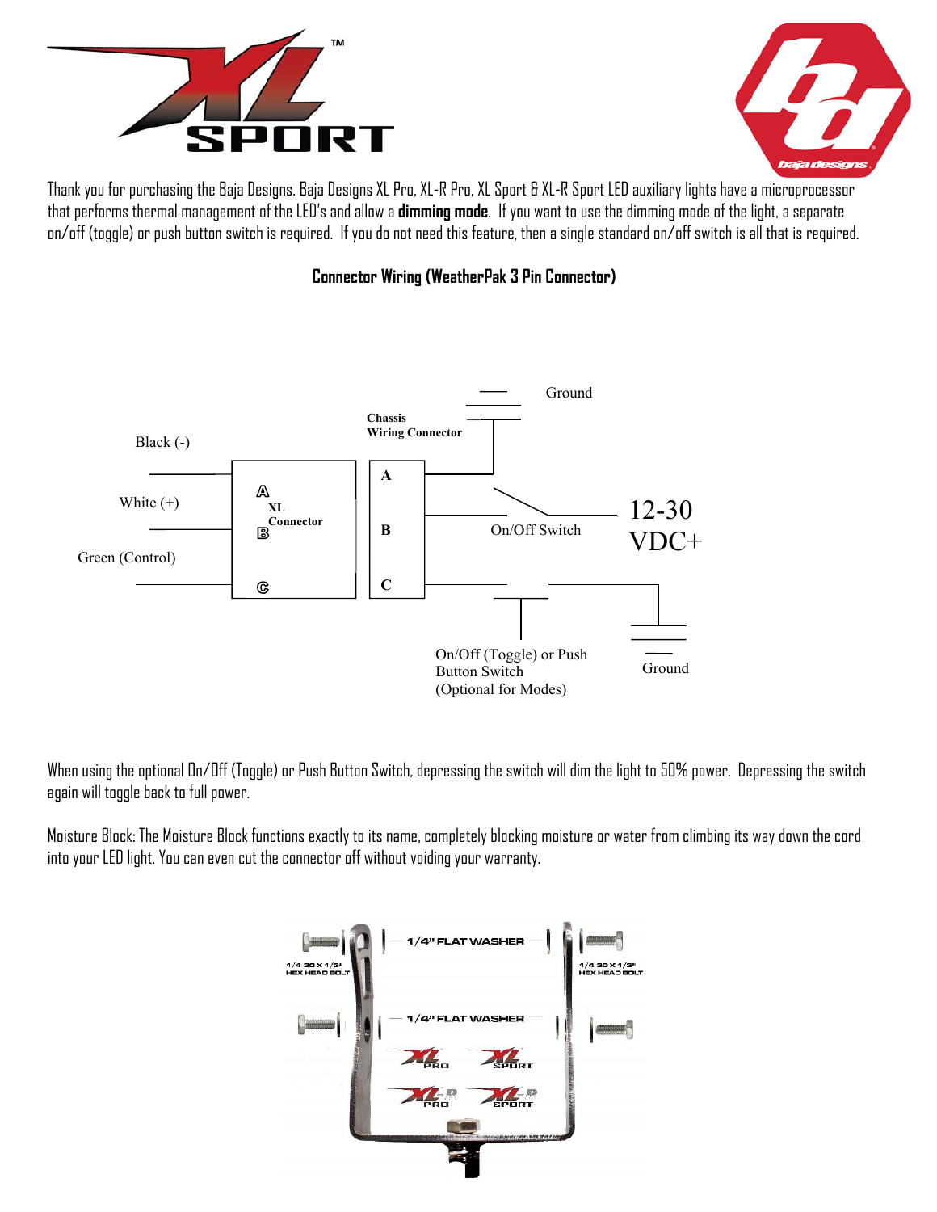Thank you for purchasing the Baja Designs. Baja Designs XL Pro, XL-R Pro, XL Sport & XL-R Sport LED auxiliary lights have a microprocessor that performs thermal management of the LED's and allow a **dimming mode**. If you want to use the dimming mode of the light, a separate on/off (toggle) or push button switch is required. If you do not need this feature, then a single standard on/off switch is all that is required.

## Connector Wiring (WeatherPak 3 Pin Connector)

Black (-)

White (+)

Green (Control)

XL Connector: A, B, C

Chassis Wiring Connector: A, B, C

Ground

On/Off Switch

12-30 VDC+

On/Off (Toggle) or Push Button Switch (Optional for Modes)

Ground

When using the optional On/Off (Toggle) or Push Button Switch, depressing the switch will dim the light to 50% power. Depressing the switch again will toggle back to full power.

Moisture Block: The Moisture Block functions exactly to its name, completely blocking moisture or water from climbing its way down the cord into your LED light. You can even cut the connector off without voiding your warranty.

1/4" FLAT WASHER

1/4-20 X 1/2" HEX HEAD BOLT

1/4-20 X 1/2" HEX HEAD BOLT

1/4" FLAT WASHER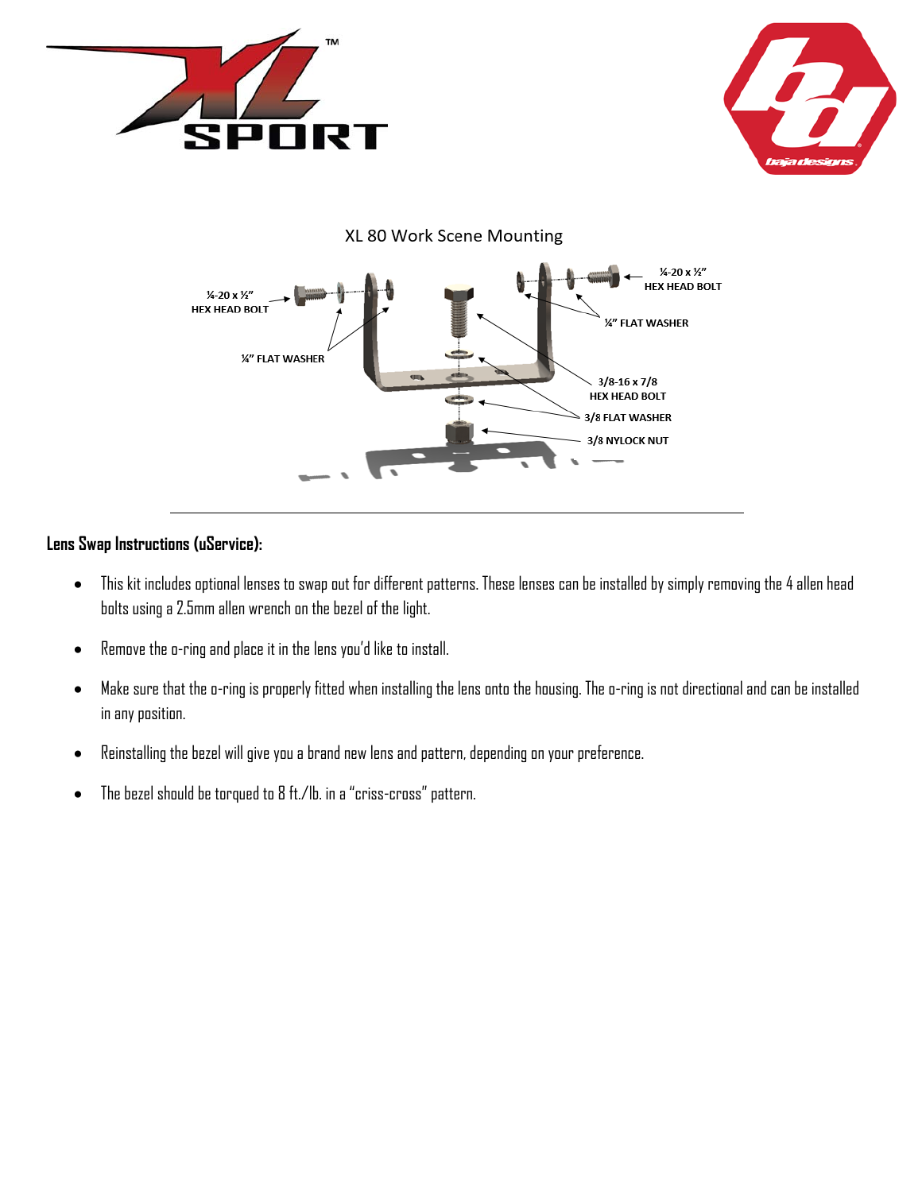XL 80 Work Scene Mounting

¼-20 x ½"
HEX HEAD BOLT

¼" FLAT WASHER

¼-20 x ½"
HEX HEAD BOLT

¼" FLAT WASHER

3/8-16 x 7/8
HEX HEAD BOLT

3/8 FLAT WASHER

3/8 NYLOCK NUT

---

**Lens Swap Instructions (uService):**

- This kit includes optional lenses to swap out for different patterns. These lenses can be installed by simply removing the 4 allen head bolts using a 2.5mm allen wrench on the bezel of the light.
- Remove the o-ring and place it in the lens you'd like to install.
- Make sure that the o-ring is properly fitted when installing the lens onto the housing. The o-ring is not directional and can be installed in any position.
- Reinstalling the bezel will give you a brand new lens and pattern, depending on your preference.
- The bezel should be torqued to 8 ft./lb. in a "criss-cross" pattern.